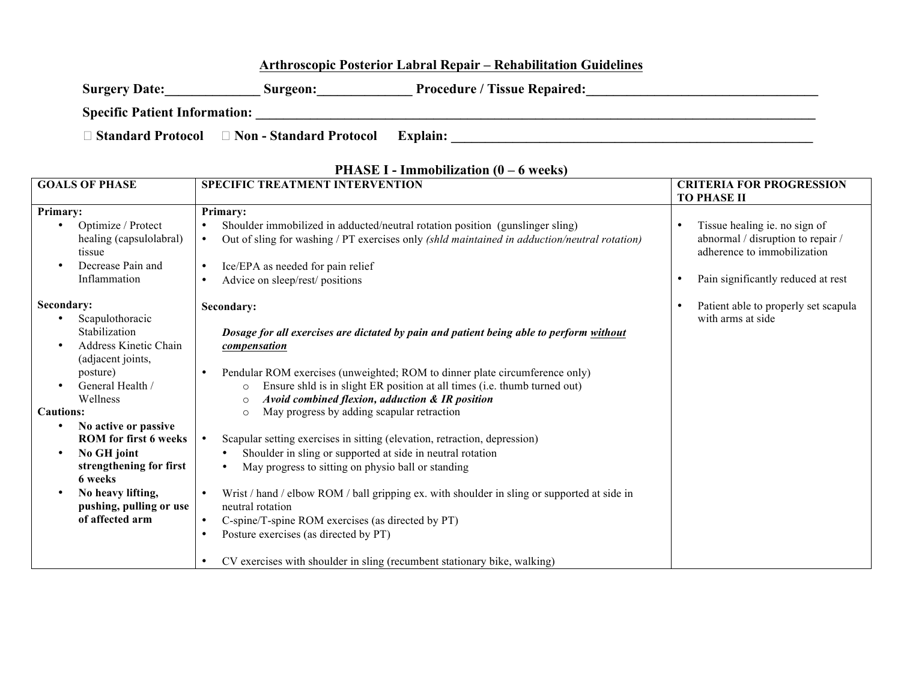# Arthroscopic Posterior Labral Repair – Rehabilitation Guidelines

**Surgery Date:**______________ **Surgeon:**______________ **Procedure / Tissue Repaired:**___________________________________

**Specific Patient Information:** ________________________________________________________________________________________

☐ **Standard Protocol** ☐ **Non - Standard Protocol** **Explain:** _______________________________________________________

## PHASE I - Immobilization (0 – 6 weeks)

| GOALS OF PHASE | SPECIFIC TREATMENT INTERVENTION | CRITERIA FOR PROGRESSION TO PHASE II |
|---|---|---|
| **Primary:**<br>• Optimize / Protect healing (capsulolabral) tissue<br>• Decrease Pain and Inflammation<br><br>**Secondary:**<br>• Scapulothoracic Stabilization<br>• Address Kinetic Chain (adjacent joints, posture)<br>• General Health / Wellness<br>**Cautions:**<br>• **No active or passive ROM for first 6 weeks**<br>• **No GH joint strengthening for first 6 weeks**<br>• **No heavy lifting, pushing, pulling or use of affected arm** | **Primary:**<br>• Shoulder immobilized in adducted/neutral rotation position (gunslinger sling)<br>• Out of sling for washing / PT exercises only *(shld maintained in adduction/neutral rotation)*<br><br>• Ice/EPA as needed for pain relief<br>• Advice on sleep/rest/ positions<br><br>**Secondary:**<br><br>***Dosage for all exercises are dictated by pain and patient being able to perform without compensation***<br><br>• Pendular ROM exercises (unweighted; ROM to dinner plate circumference only)<br>  ○ Ensure shld is in slight ER position at all times (i.e. thumb turned out)<br>  ○ ***Avoid combined flexion, adduction & IR position***<br>  ○ May progress by adding scapular retraction<br><br>• Scapular setting exercises in sitting (elevation, retraction, depression)<br>  • Shoulder in sling or supported at side in neutral rotation<br>  • May progress to sitting on physio ball or standing<br><br>• Wrist / hand / elbow ROM / ball gripping ex. with shoulder in sling or supported at side in neutral rotation<br>• C-spine/T-spine ROM exercises (as directed by PT)<br>• Posture exercises (as directed by PT)<br><br>• CV exercises with shoulder in sling (recumbent stationary bike, walking) | • Tissue healing ie. no sign of abnormal / disruption to repair / adherence to immobilization<br><br>• Pain significantly reduced at rest<br><br>• Patient able to properly set scapula with arms at side |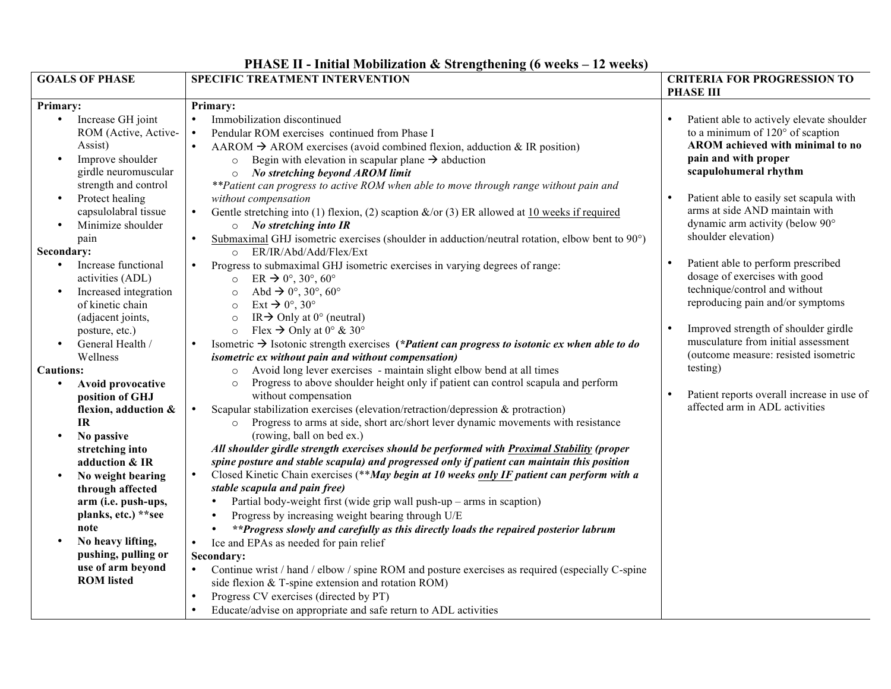# PHASE II - Initial Mobilization & Strengthening (6 weeks – 12 weeks)

| GOALS OF PHASE | SPECIFIC TREATMENT INTERVENTION | CRITERIA FOR PROGRESSION TO PHASE III |
|---|---|---|
| **Primary:**<br>• Increase GH joint ROM (Active, Active-Assist)<br>• Improve shoulder girdle neuromuscular strength and control<br>• Protect healing capsulolabral tissue<br>• Minimize shoulder pain<br>**Secondary:**<br>• Increase functional activities (ADL)<br>• Increased integration of kinetic chain (adjacent joints, posture, etc.)<br>• General Health / Wellness<br>**Cautions:**<br>• **Avoid provocative position of GHJ flexion, adduction & IR**<br>• **No passive stretching into adduction & IR**<br>• **No weight bearing through affected arm (i.e. push-ups, planks, etc.) **see note**<br>• **No heavy lifting, pushing, pulling or use of arm beyond ROM listed** | **Primary:**<br>• Immobilization discontinued<br>• Pendular ROM exercises continued from Phase I<br>• AAROM → AROM exercises (avoid combined flexion, adduction & IR position)<br>&nbsp;&nbsp;○ Begin with elevation in scapular plane → abduction<br>&nbsp;&nbsp;○ ***No stretching beyond AROM limit***<br>*\*\*Patient can progress to active ROM when able to move through range without pain and without compensation*<br>• Gentle stretching into (1) flexion, (2) scaption &/or (3) ER allowed at <u>10 weeks if required</u><br>&nbsp;&nbsp;○ ***No stretching into IR***<br>• <u>Submaximal</u> GHJ isometric exercises (shoulder in adduction/neutral rotation, elbow bent to 90°)<br>&nbsp;&nbsp;○ ER/IR/Abd/Add/Flex/Ext<br>• Progress to submaximal GHJ isometric exercises in varying degrees of range:<br>&nbsp;&nbsp;○ ER → 0°, 30°, 60°<br>&nbsp;&nbsp;○ Abd → 0°, 30°, 60°<br>&nbsp;&nbsp;○ Ext → 0°, 30°<br>&nbsp;&nbsp;○ IR → Only at 0° (neutral)<br>&nbsp;&nbsp;○ Flex → Only at 0° & 30°<br>• Isometric → Isotonic strength exercises **(*Patient can progress to isotonic ex when able to do isometric ex without pain and without compensation)***<br>&nbsp;&nbsp;○ Avoid long lever exercises - maintain slight elbow bend at all times<br>&nbsp;&nbsp;○ Progress to above shoulder height only if patient can control scapula and perform without compensation<br>• Scapular stabilization exercises (elevation/retraction/depression & protraction)<br>&nbsp;&nbsp;○ Progress to arms at side, short arc/short lever dynamic movements with resistance (rowing, ball on bed ex.)<br>***All shoulder girdle strength exercises should be performed with <u>Proximal Stability</u> (proper spine posture and stable scapula) and progressed only if patient can maintain this position***<br>• Closed Kinetic Chain exercises (***\*\*May begin at 10 weeks <u>only IF</u> patient can perform with a stable scapula and pain free)***<br>&nbsp;&nbsp;• Partial body-weight first (wide grip wall push-up – arms in scaption)<br>&nbsp;&nbsp;• Progress by increasing weight bearing through U/E<br>&nbsp;&nbsp;• ***\*\*Progress slowly and carefully as this directly loads the repaired posterior labrum***<br>• Ice and EPAs as needed for pain relief<br>**Secondary:**<br>• Continue wrist / hand / elbow / spine ROM and posture exercises as required (especially C-spine side flexion & T-spine extension and rotation ROM)<br>• Progress CV exercises (directed by PT)<br>• Educate/advise on appropriate and safe return to ADL activities | • Patient able to actively elevate shoulder to a minimum of 120° of scaption **AROM achieved with minimal to no pain and with proper scapulohumeral rhythm**<br><br>• Patient able to easily set scapula with arms at side AND maintain with dynamic arm activity (below 90° shoulder elevation)<br><br>• Patient able to perform prescribed dosage of exercises with good technique/control and without reproducing pain and/or symptoms<br><br>• Improved strength of shoulder girdle musculature from initial assessment (outcome measure: resisted isometric testing)<br><br>• Patient reports overall increase in use of affected arm in ADL activities |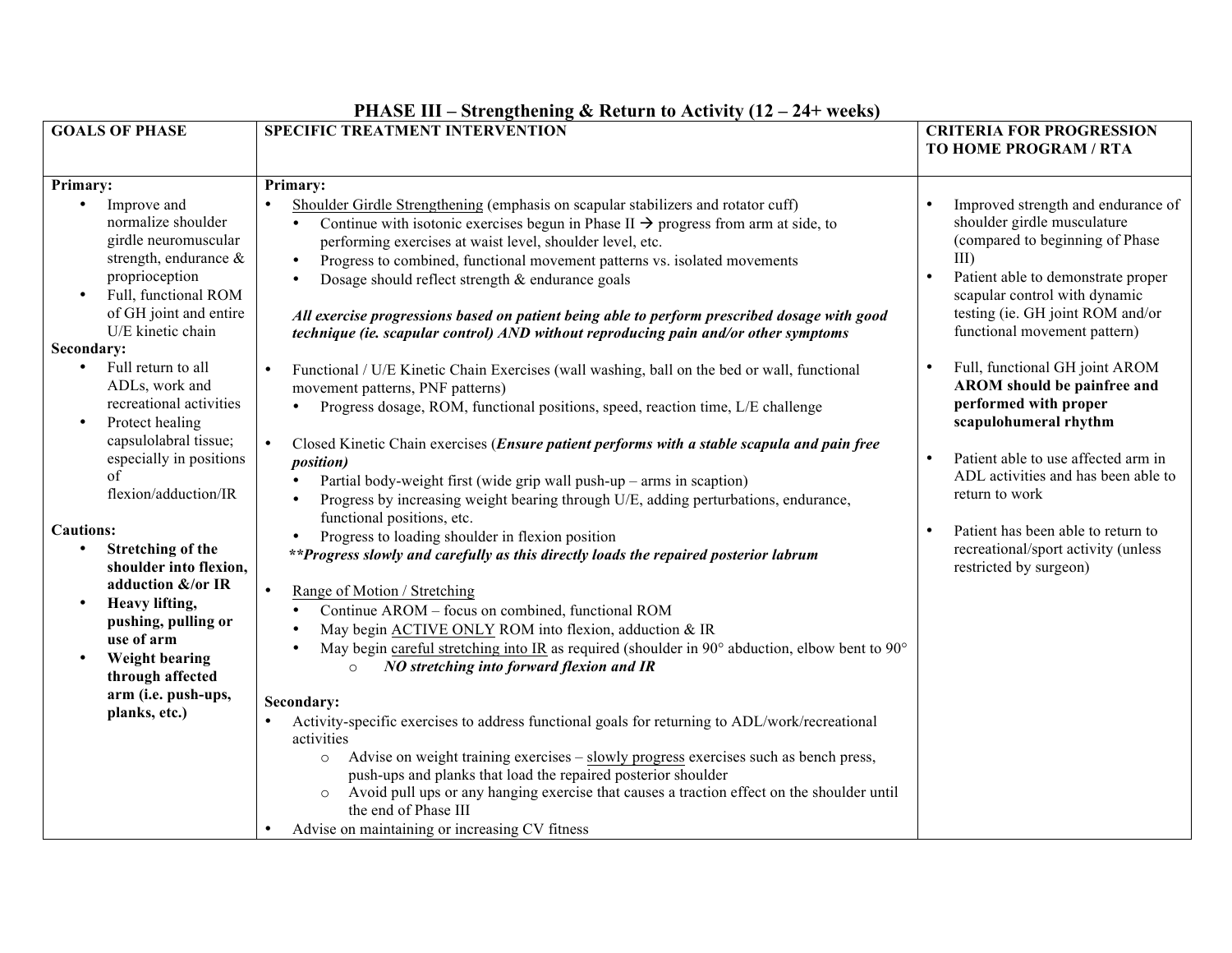## PHASE III – Strengthening & Return to Activity (12 – 24+ weeks)

| GOALS OF PHASE | SPECIFIC TREATMENT INTERVENTION | CRITERIA FOR PROGRESSION TO HOME PROGRAM / RTA |
|---|---|---|
| **Primary:**<br>• Improve and normalize shoulder girdle neuromuscular strength, endurance & proprioception<br>• Full, functional ROM of GH joint and entire U/E kinetic chain<br>**Secondary:**<br>• Full return to all ADLs, work and recreational activities<br>• Protect healing capsulolabral tissue; especially in positions of flexion/adduction/IR<br><br>**Cautions:**<br>• **Stretching of the shoulder into flexion, adduction &/or IR**<br>• **Heavy lifting, pushing, pulling or use of arm**<br>• **Weight bearing through affected arm (i.e. push-ups, planks, etc.)** | **Primary:**<br>• Shoulder Girdle Strengthening (emphasis on scapular stabilizers and rotator cuff)<br>  • Continue with isotonic exercises begun in Phase II → progress from arm at side, to performing exercises at waist level, shoulder level, etc.<br>  • Progress to combined, functional movement patterns vs. isolated movements<br>  • Dosage should reflect strength & endurance goals<br><br>***All exercise progressions based on patient being able to perform prescribed dosage with good technique (ie. scapular control) AND without reproducing pain and/or other symptoms***<br><br>• Functional / U/E Kinetic Chain Exercises (wall washing, ball on the bed or wall, functional movement patterns, PNF patterns)<br>  • Progress dosage, ROM, functional positions, speed, reaction time, L/E challenge<br><br>• Closed Kinetic Chain exercises (***Ensure patient performs with a stable scapula and pain free position)***<br>  • Partial body-weight first (wide grip wall push-up – arms in scaption)<br>  • Progress by increasing weight bearing through U/E, adding perturbations, endurance, functional positions, etc.<br>  • Progress to loading shoulder in flexion position<br>  ***\*\*Progress slowly and carefully as this directly loads the repaired posterior labrum***<br><br>• Range of Motion / Stretching<br>  • Continue AROM – focus on combined, functional ROM<br>  • May begin ACTIVE ONLY ROM into flexion, adduction & IR<br>  • May begin careful stretching into IR as required (shoulder in 90° abduction, elbow bent to 90°<br>    o ***NO stretching into forward flexion and IR***<br><br>**Secondary:**<br>• Activity-specific exercises to address functional goals for returning to ADL/work/recreational activities<br>  o Advise on weight training exercises – slowly progress exercises such as bench press, push-ups and planks that load the repaired posterior shoulder<br>  o Avoid pull ups or any hanging exercise that causes a traction effect on the shoulder until the end of Phase III<br>• Advise on maintaining or increasing CV fitness | • Improved strength and endurance of shoulder girdle musculature (compared to beginning of Phase III)<br>• Patient able to demonstrate proper scapular control with dynamic testing (ie. GH joint ROM and/or functional movement pattern)<br><br>• Full, functional GH joint AROM **AROM should be painfree and performed with proper scapulohumeral rhythm**<br><br>• Patient able to use affected arm in ADL activities and has been able to return to work<br><br>• Patient has been able to return to recreational/sport activity (unless restricted by surgeon) |